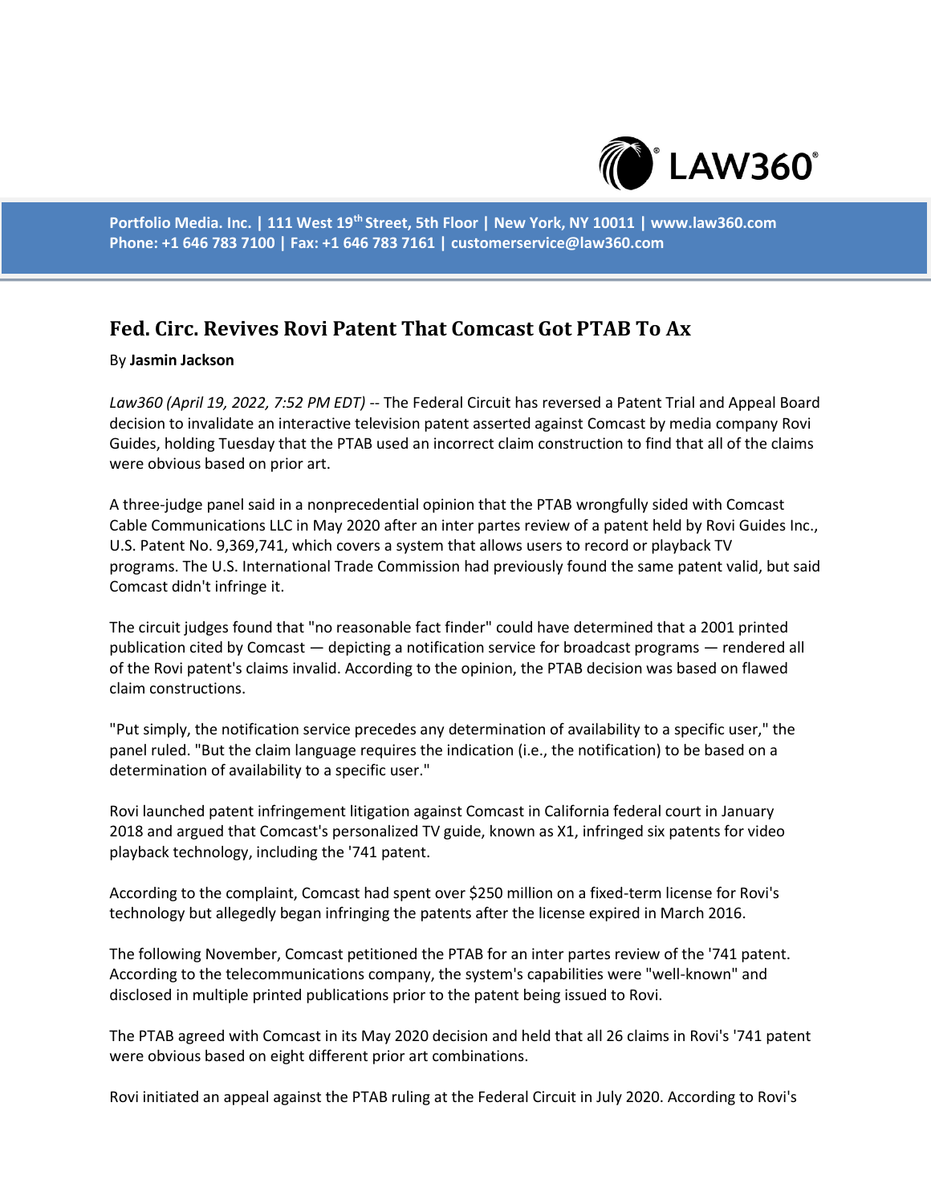# Fed. Circ. Revives Rovi Patent That Comcast Got PTAB To Ax

By **Jasmin Jackson**

*Law360 (April 19, 2022, 7:52 PM EDT)* -- The Federal Circuit has reversed a Patent Trial and Appeal Board decision to invalidate an interactive television patent asserted against Comcast by media company Rovi Guides, holding Tuesday that the PTAB used an incorrect claim construction to find that all of the claims were obvious based on prior art.

A three-judge panel said in a nonprecedential opinion that the PTAB wrongfully sided with Comcast Cable Communications LLC in May 2020 after an inter partes review of a patent held by Rovi Guides Inc., U.S. Patent No. 9,369,741, which covers a system that allows users to record or playback TV programs. The U.S. International Trade Commission had previously found the same patent valid, but said Comcast didn't infringe it.

The circuit judges found that "no reasonable fact finder" could have determined that a 2001 printed publication cited by Comcast — depicting a notification service for broadcast programs — rendered all of the Rovi patent's claims invalid. According to the opinion, the PTAB decision was based on flawed claim constructions.

"Put simply, the notification service precedes any determination of availability to a specific user," the panel ruled. "But the claim language requires the indication (i.e., the notification) to be based on a determination of availability to a specific user."

Rovi launched patent infringement litigation against Comcast in California federal court in January 2018 and argued that Comcast's personalized TV guide, known as X1, infringed six patents for video playback technology, including the '741 patent.

According to the complaint, Comcast had spent over $250 million on a fixed-term license for Rovi's technology but allegedly began infringing the patents after the license expired in March 2016.

The following November, Comcast petitioned the PTAB for an inter partes review of the '741 patent. According to the telecommunications company, the system's capabilities were "well-known" and disclosed in multiple printed publications prior to the patent being issued to Rovi.

The PTAB agreed with Comcast in its May 2020 decision and held that all 26 claims in Rovi's '741 patent were obvious based on eight different prior art combinations.

Rovi initiated an appeal against the PTAB ruling at the Federal Circuit in July 2020. According to Rovi's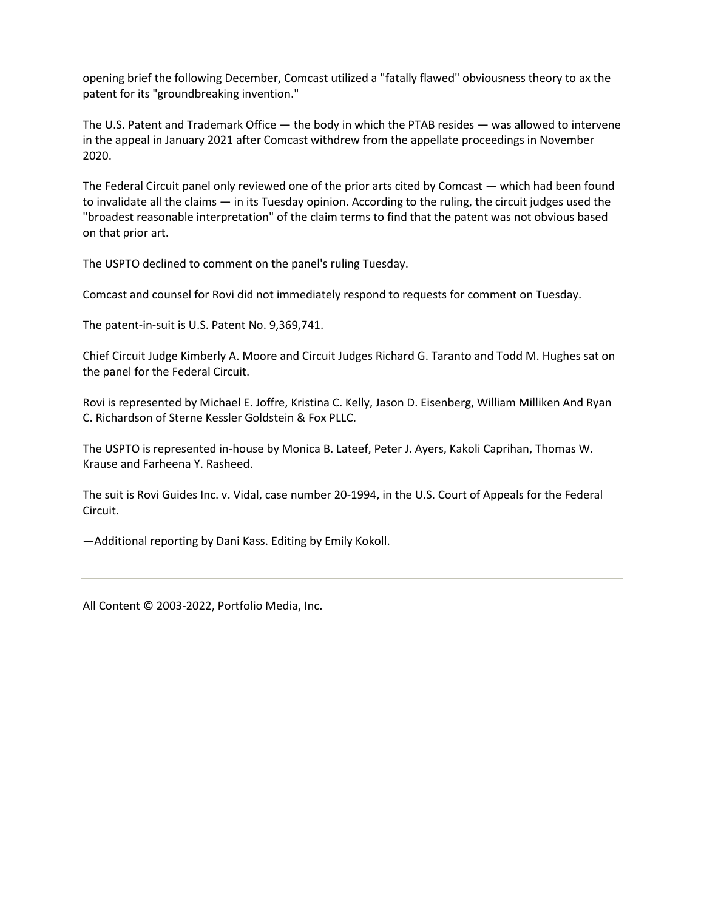opening brief the following December, Comcast utilized a "fatally flawed" obviousness theory to ax the patent for its "groundbreaking invention."

The U.S. Patent and Trademark Office — the body in which the PTAB resides — was allowed to intervene in the appeal in January 2021 after Comcast withdrew from the appellate proceedings in November 2020.

The Federal Circuit panel only reviewed one of the prior arts cited by Comcast — which had been found to invalidate all the claims — in its Tuesday opinion. According to the ruling, the circuit judges used the "broadest reasonable interpretation" of the claim terms to find that the patent was not obvious based on that prior art.

The USPTO declined to comment on the panel's ruling Tuesday.

Comcast and counsel for Rovi did not immediately respond to requests for comment on Tuesday.

The patent-in-suit is U.S. Patent No. 9,369,741.

Chief Circuit Judge Kimberly A. Moore and Circuit Judges Richard G. Taranto and Todd M. Hughes sat on the panel for the Federal Circuit.

Rovi is represented by Michael E. Joffre, Kristina C. Kelly, Jason D. Eisenberg, William Milliken And Ryan C. Richardson of Sterne Kessler Goldstein & Fox PLLC.

The USPTO is represented in-house by Monica B. Lateef, Peter J. Ayers, Kakoli Caprihan, Thomas W. Krause and Farheena Y. Rasheed.

The suit is Rovi Guides Inc. v. Vidal, case number 20-1994, in the U.S. Court of Appeals for the Federal Circuit.

—Additional reporting by Dani Kass. Editing by Emily Kokoll.

---

All Content © 2003-2022, Portfolio Media, Inc.